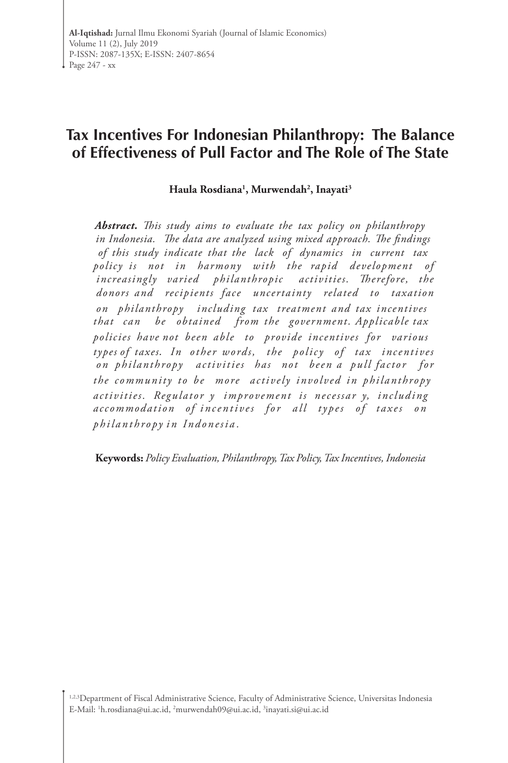# Tax Incentives For Indonesian Philanthropy: The Balance of Effectiveness of Pull Factor and The Role of The State

**Haula Rosdiana[1], Murwendah[2], Inayati[3]**

***Abstract.*** *This study aims to evaluate the tax policy on philanthropy in Indonesia. The data are analyzed using mixed approach. The findings of this study indicate that the lack of dynamics in current tax policy is not in harmony with the rapid development of increasingly varied philanthropic activities. Therefore, the donors and recipients face uncertainty related to taxation on philanthropy including tax treatment and tax incentives that can be obtained from the government. Applicable tax policies have not been able to provide incentives for various types of taxes. In other words, the policy of tax incentives on philanthropy activities has not been a pull factor for the community to be more actively involved in philanthropy activities. Regulatory improvement is necessary, including accommodation of incentives for all types of taxes on philanthropy in Indonesia.*

**Keywords:** *Policy Evaluation, Philanthropy, Tax Policy, Tax Incentives, Indonesia*

[1,2,3]Department of Fiscal Administrative Science, Faculty of Administrative Science, Universitas Indonesia
E-Mail: [1]h.rosdiana@ui.ac.id, [2]murwendah09@ui.ac.id, [3]inayati.si@ui.ac.id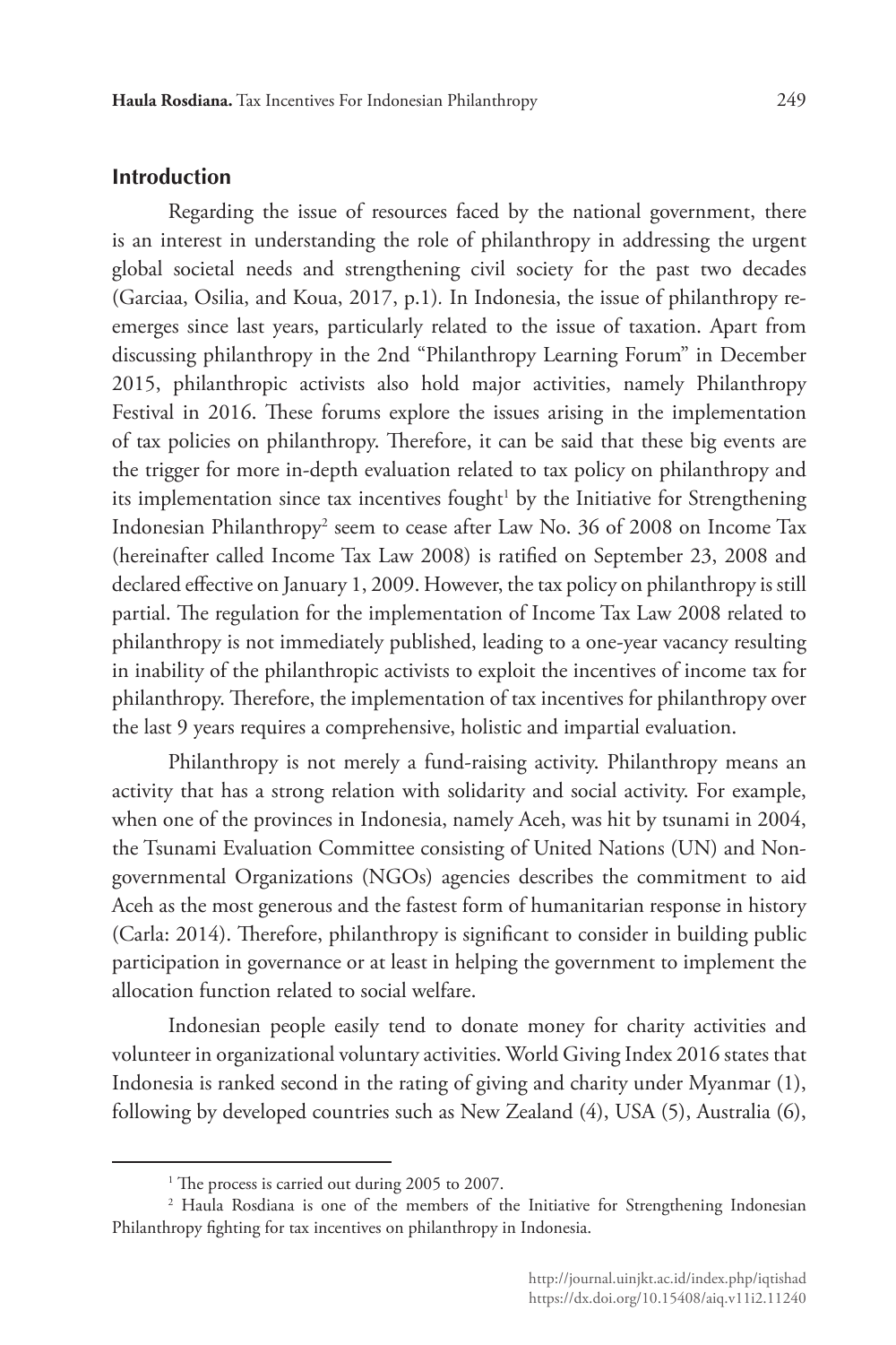## Introduction

Regarding the issue of resources faced by the national government, there is an interest in understanding the role of philanthropy in addressing the urgent global societal needs and strengthening civil society for the past two decades (Garciaa, Osilia, and Koua, 2017, p.1). In Indonesia, the issue of philanthropy re-emerges since last years, particularly related to the issue of taxation. Apart from discussing philanthropy in the 2nd "Philanthropy Learning Forum" in December 2015, philanthropic activists also hold major activities, namely Philanthropy Festival in 2016. These forums explore the issues arising in the implementation of tax policies on philanthropy. Therefore, it can be said that these big events are the trigger for more in-depth evaluation related to tax policy on philanthropy and its implementation since tax incentives fought[1] by the Initiative for Strengthening Indonesian Philanthropy[2] seem to cease after Law No. 36 of 2008 on Income Tax (hereinafter called Income Tax Law 2008) is ratified on September 23, 2008 and declared effective on January 1, 2009. However, the tax policy on philanthropy is still partial. The regulation for the implementation of Income Tax Law 2008 related to philanthropy is not immediately published, leading to a one-year vacancy resulting in inability of the philanthropic activists to exploit the incentives of income tax for philanthropy. Therefore, the implementation of tax incentives for philanthropy over the last 9 years requires a comprehensive, holistic and impartial evaluation.

Philanthropy is not merely a fund-raising activity. Philanthropy means an activity that has a strong relation with solidarity and social activity. For example, when one of the provinces in Indonesia, namely Aceh, was hit by tsunami in 2004, the Tsunami Evaluation Committee consisting of United Nations (UN) and Non-governmental Organizations (NGOs) agencies describes the commitment to aid Aceh as the most generous and the fastest form of humanitarian response in history (Carla: 2014). Therefore, philanthropy is significant to consider in building public participation in governance or at least in helping the government to implement the allocation function related to social welfare.

Indonesian people easily tend to donate money for charity activities and volunteer in organizational voluntary activities. World Giving Index 2016 states that Indonesia is ranked second in the rating of giving and charity under Myanmar (1), following by developed countries such as New Zealand (4), USA (5), Australia (6),

---

[1] The process is carried out during 2005 to 2007.

[2] Haula Rosdiana is one of the members of the Initiative for Strengthening Indonesian Philanthropy fighting for tax incentives on philanthropy in Indonesia.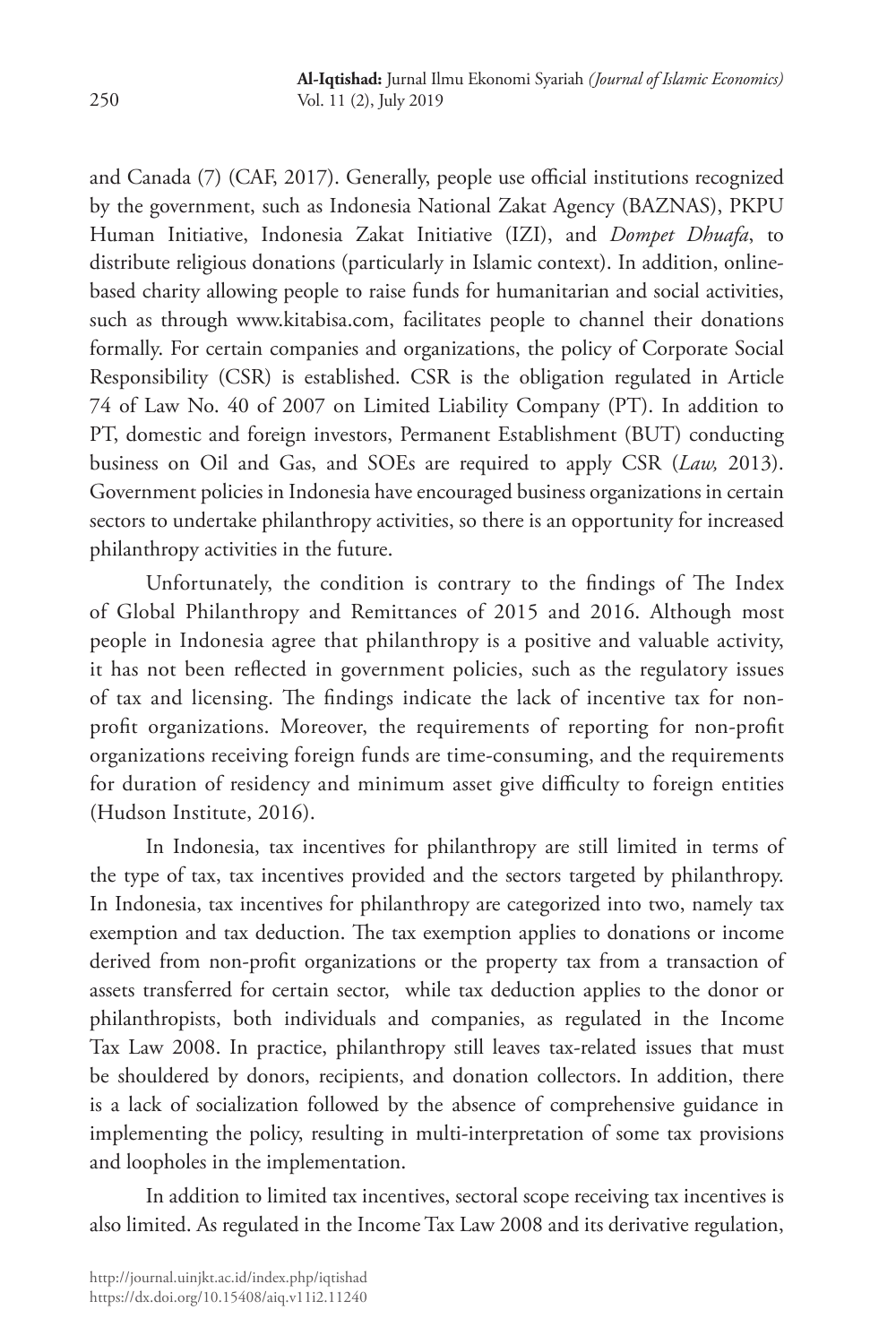and Canada (7) (CAF, 2017). Generally, people use official institutions recognized by the government, such as Indonesia National Zakat Agency (BAZNAS), PKPU Human Initiative, Indonesia Zakat Initiative (IZI), and *Dompet Dhuafa*, to distribute religious donations (particularly in Islamic context). In addition, online-based charity allowing people to raise funds for humanitarian and social activities, such as through www.kitabisa.com, facilitates people to channel their donations formally. For certain companies and organizations, the policy of Corporate Social Responsibility (CSR) is established. CSR is the obligation regulated in Article 74 of Law No. 40 of 2007 on Limited Liability Company (PT). In addition to PT, domestic and foreign investors, Permanent Establishment (BUT) conducting business on Oil and Gas, and SOEs are required to apply CSR (*Law,* 2013). Government policies in Indonesia have encouraged business organizations in certain sectors to undertake philanthropy activities, so there is an opportunity for increased philanthropy activities in the future.

Unfortunately, the condition is contrary to the findings of The Index of Global Philanthropy and Remittances of 2015 and 2016. Although most people in Indonesia agree that philanthropy is a positive and valuable activity, it has not been reflected in government policies, such as the regulatory issues of tax and licensing. The findings indicate the lack of incentive tax for non-profit organizations. Moreover, the requirements of reporting for non-profit organizations receiving foreign funds are time-consuming, and the requirements for duration of residency and minimum asset give difficulty to foreign entities (Hudson Institute, 2016).

In Indonesia, tax incentives for philanthropy are still limited in terms of the type of tax, tax incentives provided and the sectors targeted by philanthropy. In Indonesia, tax incentives for philanthropy are categorized into two, namely tax exemption and tax deduction. The tax exemption applies to donations or income derived from non-profit organizations or the property tax from a transaction of assets transferred for certain sector, while tax deduction applies to the donor or philanthropists, both individuals and companies, as regulated in the Income Tax Law 2008. In practice, philanthropy still leaves tax-related issues that must be shouldered by donors, recipients, and donation collectors. In addition, there is a lack of socialization followed by the absence of comprehensive guidance in implementing the policy, resulting in multi-interpretation of some tax provisions and loopholes in the implementation.

In addition to limited tax incentives, sectoral scope receiving tax incentives is also limited. As regulated in the Income Tax Law 2008 and its derivative regulation,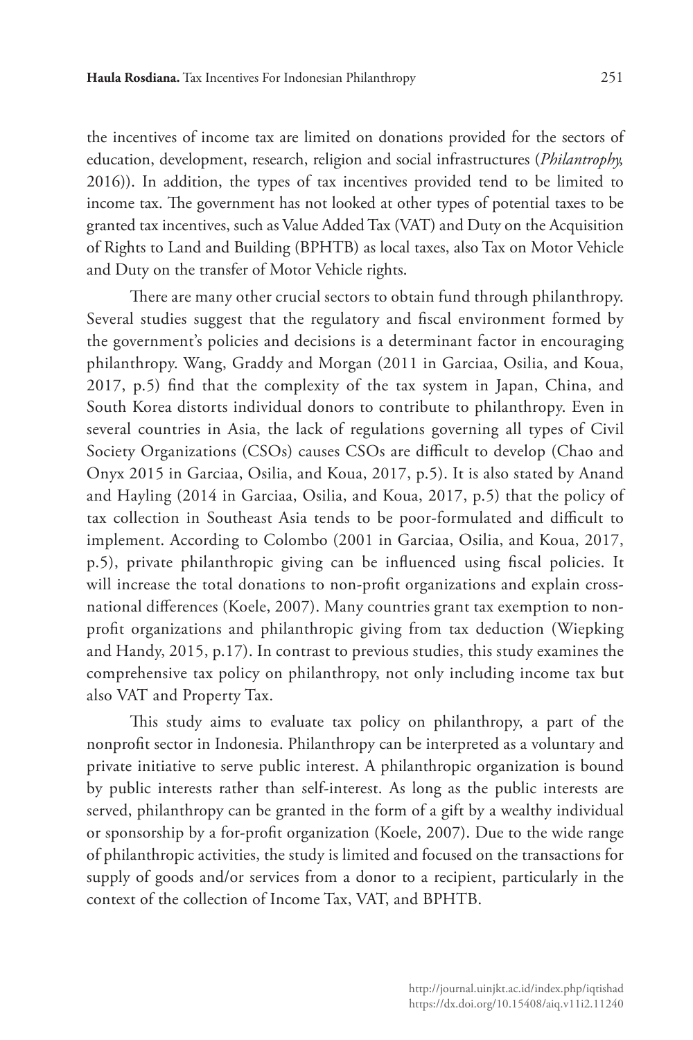the incentives of income tax are limited on donations provided for the sectors of education, development, research, religion and social infrastructures (*Philantrophy,* 2016)). In addition, the types of tax incentives provided tend to be limited to income tax. The government has not looked at other types of potential taxes to be granted tax incentives, such as Value Added Tax (VAT) and Duty on the Acquisition of Rights to Land and Building (BPHTB) as local taxes, also Tax on Motor Vehicle and Duty on the transfer of Motor Vehicle rights.

There are many other crucial sectors to obtain fund through philanthropy. Several studies suggest that the regulatory and fiscal environment formed by the government's policies and decisions is a determinant factor in encouraging philanthropy. Wang, Graddy and Morgan (2011 in Garciaa, Osilia, and Koua, 2017, p.5) find that the complexity of the tax system in Japan, China, and South Korea distorts individual donors to contribute to philanthropy. Even in several countries in Asia, the lack of regulations governing all types of Civil Society Organizations (CSOs) causes CSOs are difficult to develop (Chao and Onyx 2015 in Garciaa, Osilia, and Koua, 2017, p.5). It is also stated by Anand and Hayling (2014 in Garciaa, Osilia, and Koua, 2017, p.5) that the policy of tax collection in Southeast Asia tends to be poor-formulated and difficult to implement. According to Colombo (2001 in Garciaa, Osilia, and Koua, 2017, p.5), private philanthropic giving can be influenced using fiscal policies. It will increase the total donations to non-profit organizations and explain cross-national differences (Koele, 2007). Many countries grant tax exemption to non-profit organizations and philanthropic giving from tax deduction (Wiepking and Handy, 2015, p.17). In contrast to previous studies, this study examines the comprehensive tax policy on philanthropy, not only including income tax but also VAT and Property Tax.

This study aims to evaluate tax policy on philanthropy, a part of the nonprofit sector in Indonesia. Philanthropy can be interpreted as a voluntary and private initiative to serve public interest. A philanthropic organization is bound by public interests rather than self-interest. As long as the public interests are served, philanthropy can be granted in the form of a gift by a wealthy individual or sponsorship by a for-profit organization (Koele, 2007). Due to the wide range of philanthropic activities, the study is limited and focused on the transactions for supply of goods and/or services from a donor to a recipient, particularly in the context of the collection of Income Tax, VAT, and BPHTB.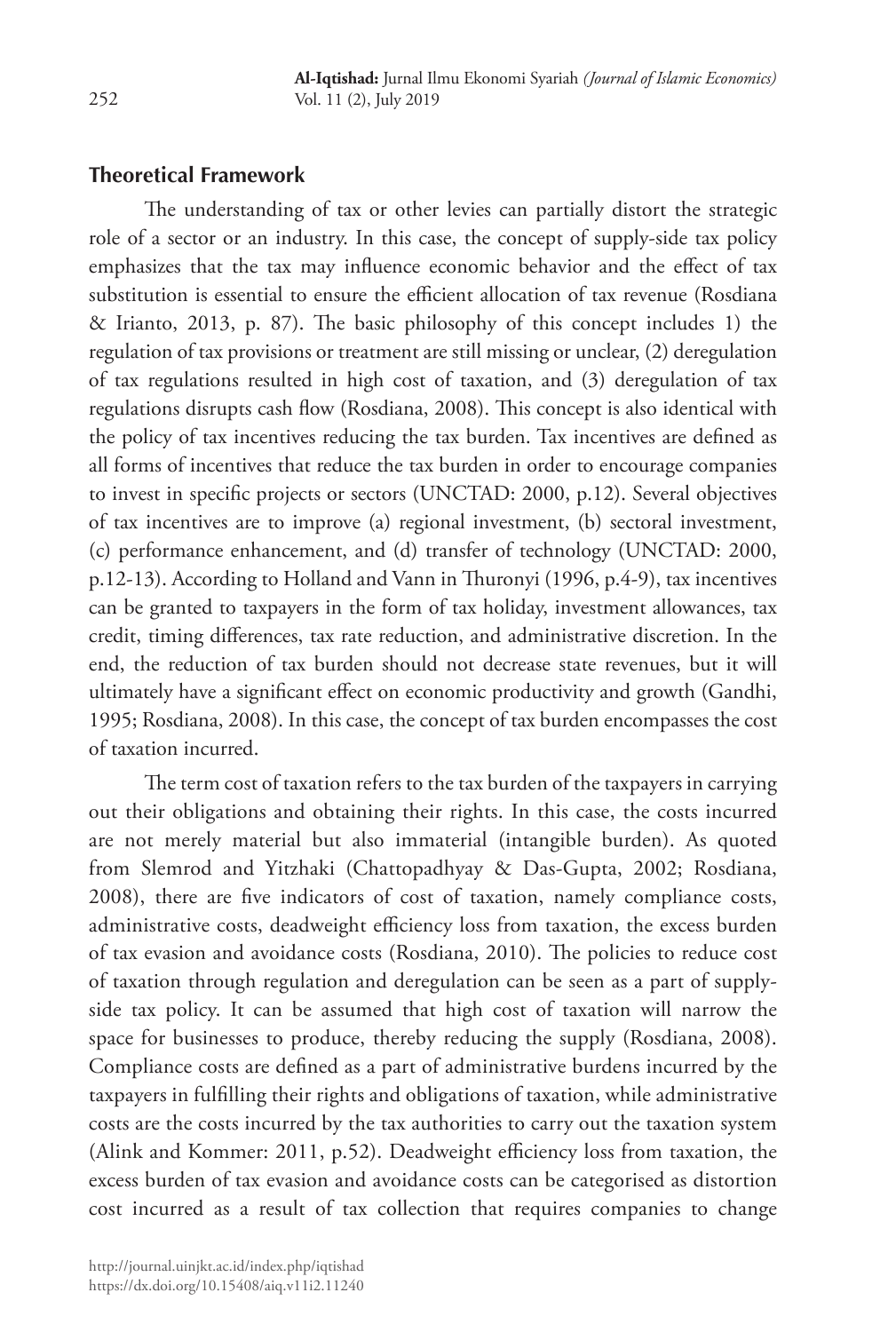## Theoretical Framework

The understanding of tax or other levies can partially distort the strategic role of a sector or an industry. In this case, the concept of supply-side tax policy emphasizes that the tax may influence economic behavior and the effect of tax substitution is essential to ensure the efficient allocation of tax revenue (Rosdiana & Irianto, 2013, p. 87). The basic philosophy of this concept includes 1) the regulation of tax provisions or treatment are still missing or unclear, (2) deregulation of tax regulations resulted in high cost of taxation, and (3) deregulation of tax regulations disrupts cash flow (Rosdiana, 2008). This concept is also identical with the policy of tax incentives reducing the tax burden. Tax incentives are defined as all forms of incentives that reduce the tax burden in order to encourage companies to invest in specific projects or sectors (UNCTAD: 2000, p.12). Several objectives of tax incentives are to improve (a) regional investment, (b) sectoral investment, (c) performance enhancement, and (d) transfer of technology (UNCTAD: 2000, p.12-13). According to Holland and Vann in Thuronyi (1996, p.4-9), tax incentives can be granted to taxpayers in the form of tax holiday, investment allowances, tax credit, timing differences, tax rate reduction, and administrative discretion. In the end, the reduction of tax burden should not decrease state revenues, but it will ultimately have a significant effect on economic productivity and growth (Gandhi, 1995; Rosdiana, 2008). In this case, the concept of tax burden encompasses the cost of taxation incurred.

The term cost of taxation refers to the tax burden of the taxpayers in carrying out their obligations and obtaining their rights. In this case, the costs incurred are not merely material but also immaterial (intangible burden). As quoted from Slemrod and Yitzhaki (Chattopadhyay & Das-Gupta, 2002; Rosdiana, 2008), there are five indicators of cost of taxation, namely compliance costs, administrative costs, deadweight efficiency loss from taxation, the excess burden of tax evasion and avoidance costs (Rosdiana, 2010). The policies to reduce cost of taxation through regulation and deregulation can be seen as a part of supply-side tax policy. It can be assumed that high cost of taxation will narrow the space for businesses to produce, thereby reducing the supply (Rosdiana, 2008). Compliance costs are defined as a part of administrative burdens incurred by the taxpayers in fulfilling their rights and obligations of taxation, while administrative costs are the costs incurred by the tax authorities to carry out the taxation system (Alink and Kommer: 2011, p.52). Deadweight efficiency loss from taxation, the excess burden of tax evasion and avoidance costs can be categorised as distortion cost incurred as a result of tax collection that requires companies to change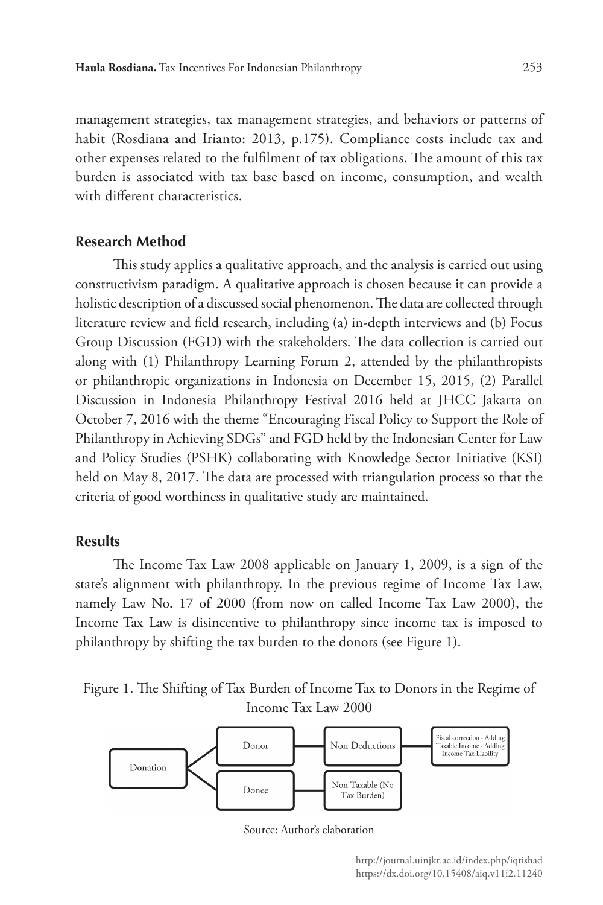management strategies, tax management strategies, and behaviors or patterns of habit (Rosdiana and Irianto: 2013, p.175). Compliance costs include tax and other expenses related to the fulfilment of tax obligations. The amount of this tax burden is associated with tax base based on income, consumption, and wealth with different characteristics.

## Research Method

This study applies a qualitative approach, and the analysis is carried out using constructivism paradigm. A qualitative approach is chosen because it can provide a holistic description of a discussed social phenomenon. The data are collected through literature review and field research, including (a) in-depth interviews and (b) Focus Group Discussion (FGD) with the stakeholders. The data collection is carried out along with (1) Philanthropy Learning Forum 2, attended by the philanthropists or philanthropic organizations in Indonesia on December 15, 2015, (2) Parallel Discussion in Indonesia Philanthropy Festival 2016 held at JHCC Jakarta on October 7, 2016 with the theme "Encouraging Fiscal Policy to Support the Role of Philanthropy in Achieving SDGs" and FGD held by the Indonesian Center for Law and Policy Studies (PSHK) collaborating with Knowledge Sector Initiative (KSI) held on May 8, 2017. The data are processed with triangulation process so that the criteria of good worthiness in qualitative study are maintained.

## Results

The Income Tax Law 2008 applicable on January 1, 2009, is a sign of the state's alignment with philanthropy. In the previous regime of Income Tax Law, namely Law No. 17 of 2000 (from now on called Income Tax Law 2000), the Income Tax Law is disincentive to philanthropy since income tax is imposed to philanthropy by shifting the tax burden to the donors (see Figure 1).

Figure 1. The Shifting of Tax Burden of Income Tax to Donors in the Regime of Income Tax Law 2000

Donation → Donor → Non Deductions → Fiscal correction - Adding Taxable Income - Adding Income Tax Liability

Donation → Donee → Non Taxable (No Tax Burden)

Source: Author's elaboration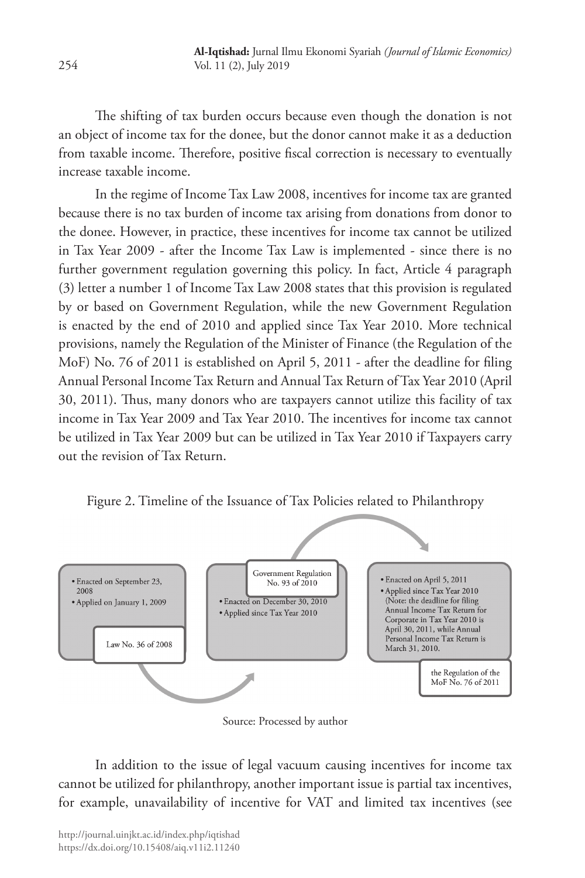The shifting of tax burden occurs because even though the donation is not an object of income tax for the donee, but the donor cannot make it as a deduction from taxable income. Therefore, positive fiscal correction is necessary to eventually increase taxable income.

In the regime of Income Tax Law 2008, incentives for income tax are granted because there is no tax burden of income tax arising from donations from donor to the donee. However, in practice, these incentives for income tax cannot be utilized in Tax Year 2009 - after the Income Tax Law is implemented - since there is no further government regulation governing this policy. In fact, Article 4 paragraph (3) letter a number 1 of Income Tax Law 2008 states that this provision is regulated by or based on Government Regulation, while the new Government Regulation is enacted by the end of 2010 and applied since Tax Year 2010. More technical provisions, namely the Regulation of the Minister of Finance (the Regulation of the MoF) No. 76 of 2011 is established on April 5, 2011 - after the deadline for filing Annual Personal Income Tax Return and Annual Tax Return of Tax Year 2010 (April 30, 2011). Thus, many donors who are taxpayers cannot utilize this facility of tax income in Tax Year 2009 and Tax Year 2010. The incentives for income tax cannot be utilized in Tax Year 2009 but can be utilized in Tax Year 2010 if Taxpayers carry out the revision of Tax Return.

Figure 2. Timeline of the Issuance of Tax Policies related to Philanthropy

**Law No. 36 of 2008**
- Enacted on September 23, 2008
- Applied on January 1, 2009

**Government Regulation No. 93 of 2010**
- Enacted on December 30, 2010
- Applied since Tax Year 2010

**the Regulation of the MoF No. 76 of 2011**
- Enacted on April 5, 2011
- Applied since Tax Year 2010 (Note: the deadline for filing Annual Income Tax Return for Corporate in Tax Year 2010 is April 30, 2011, while Annual Personal Income Tax Return is March 31, 2010.

Source: Processed by author

In addition to the issue of legal vacuum causing incentives for income tax cannot be utilized for philanthropy, another important issue is partial tax incentives, for example, unavailability of incentive for VAT and limited tax incentives (see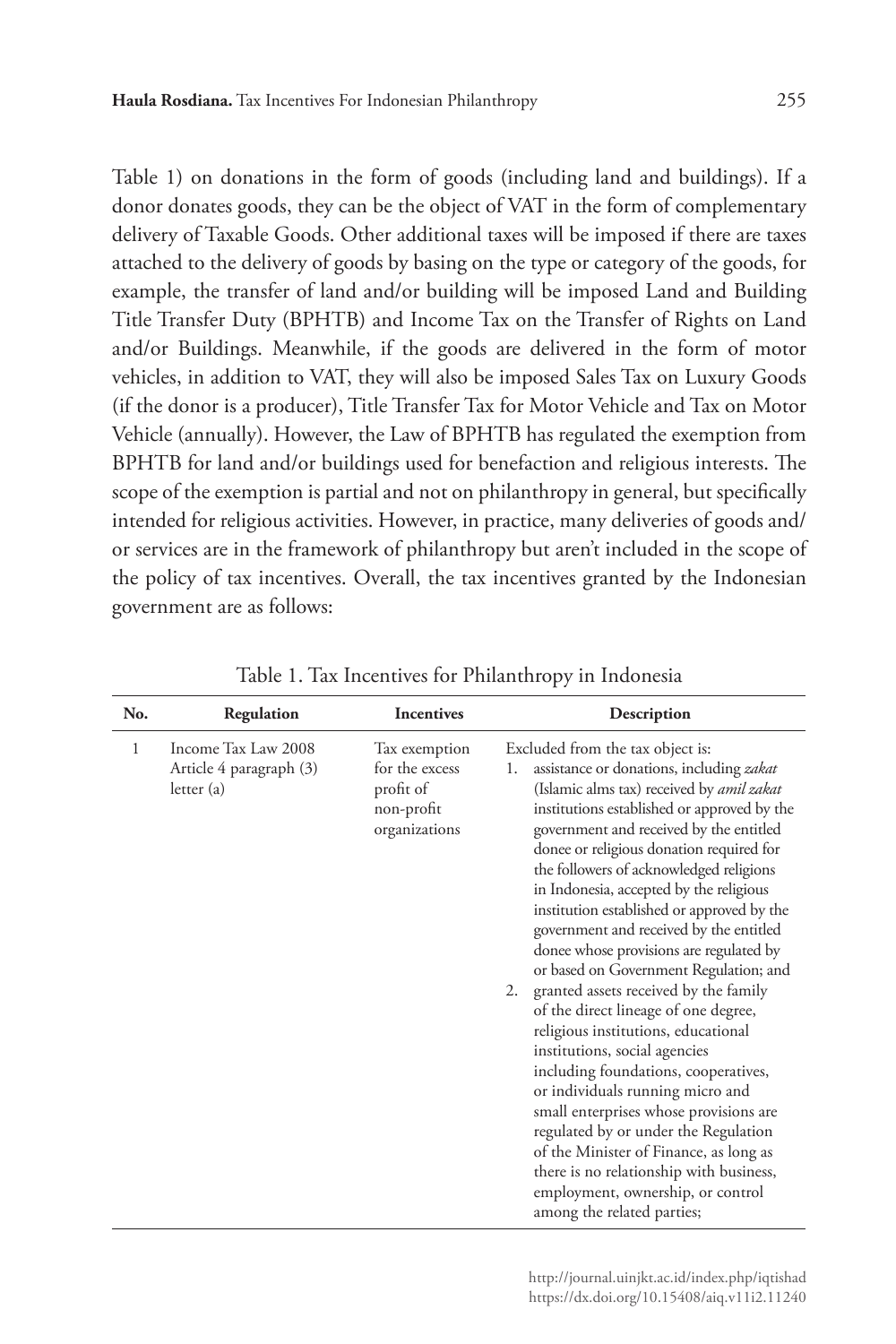Table 1) on donations in the form of goods (including land and buildings). If a donor donates goods, they can be the object of VAT in the form of complementary delivery of Taxable Goods. Other additional taxes will be imposed if there are taxes attached to the delivery of goods by basing on the type or category of the goods, for example, the transfer of land and/or building will be imposed Land and Building Title Transfer Duty (BPHTB) and Income Tax on the Transfer of Rights on Land and/or Buildings. Meanwhile, if the goods are delivered in the form of motor vehicles, in addition to VAT, they will also be imposed Sales Tax on Luxury Goods (if the donor is a producer), Title Transfer Tax for Motor Vehicle and Tax on Motor Vehicle (annually). However, the Law of BPHTB has regulated the exemption from BPHTB for land and/or buildings used for benefaction and religious interests. The scope of the exemption is partial and not on philanthropy in general, but specifically intended for religious activities. However, in practice, many deliveries of goods and/or services are in the framework of philanthropy but aren't included in the scope of the policy of tax incentives. Overall, the tax incentives granted by the Indonesian government are as follows:

Table 1. Tax Incentives for Philanthropy in Indonesia

| No. | Regulation | Incentives | Description |
|---|---|---|---|
| 1 | Income Tax Law 2008 Article 4 paragraph (3) letter (a) | Tax exemption for the excess profit of non-profit organizations | Excluded from the tax object is:<br>1. assistance or donations, including *zakat* (Islamic alms tax) received by *amil zakat* institutions established or approved by the government and received by the entitled donee or religious donation required for the followers of acknowledged religions in Indonesia, accepted by the religious institution established or approved by the government and received by the entitled donee whose provisions are regulated by or based on Government Regulation; and<br>2. granted assets received by the family of the direct lineage of one degree, religious institutions, educational institutions, social agencies including foundations, cooperatives, or individuals running micro and small enterprises whose provisions are regulated by or under the Regulation of the Minister of Finance, as long as there is no relationship with business, employment, ownership, or control among the related parties; |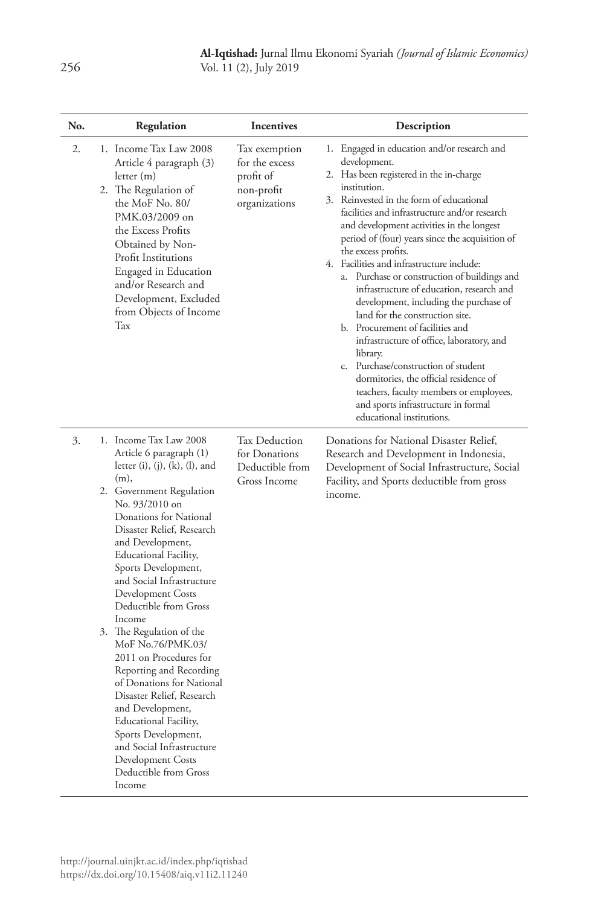| No. | Regulation | Incentives | Description |
|---|---|---|---|
| 2. | 1. Income Tax Law 2008 Article 4 paragraph (3) letter (m)<br>2. The Regulation of the MoF No. 80/ PMK.03/2009 on the Excess Profits Obtained by Non-Profit Institutions Engaged in Education and/or Research and Development, Excluded from Objects of Income Tax | Tax exemption for the excess profit of non-profit organizations | 1. Engaged in education and/or research and development.<br>2. Has been registered in the in-charge institution.<br>3. Reinvested in the form of educational facilities and infrastructure and/or research and development activities in the longest period of (four) years since the acquisition of the excess profits.<br>4. Facilities and infrastructure include:<br>a. Purchase or construction of buildings and infrastructure of education, research and development, including the purchase of land for the construction site.<br>b. Procurement of facilities and infrastructure of office, laboratory, and library.<br>c. Purchase/construction of student dormitories, the official residence of teachers, faculty members or employees, and sports infrastructure in formal educational institutions. |
| 3. | 1. Income Tax Law 2008 Article 6 paragraph (1) letter (i), (j), (k), (l), and (m),<br>2. Government Regulation No. 93/2010 on Donations for National Disaster Relief, Research and Development, Educational Facility, Sports Development, and Social Infrastructure Development Costs Deductible from Gross Income<br>3. The Regulation of the MoF No.76/PMK.03/ 2011 on Procedures for Reporting and Recording of Donations for National Disaster Relief, Research and Development, Educational Facility, Sports Development, and Social Infrastructure Development Costs Deductible from Gross Income | Tax Deduction for Donations Deductible from Gross Income | Donations for National Disaster Relief, Research and Development in Indonesia, Development of Social Infrastructure, Social Facility, and Sports deductible from gross income. |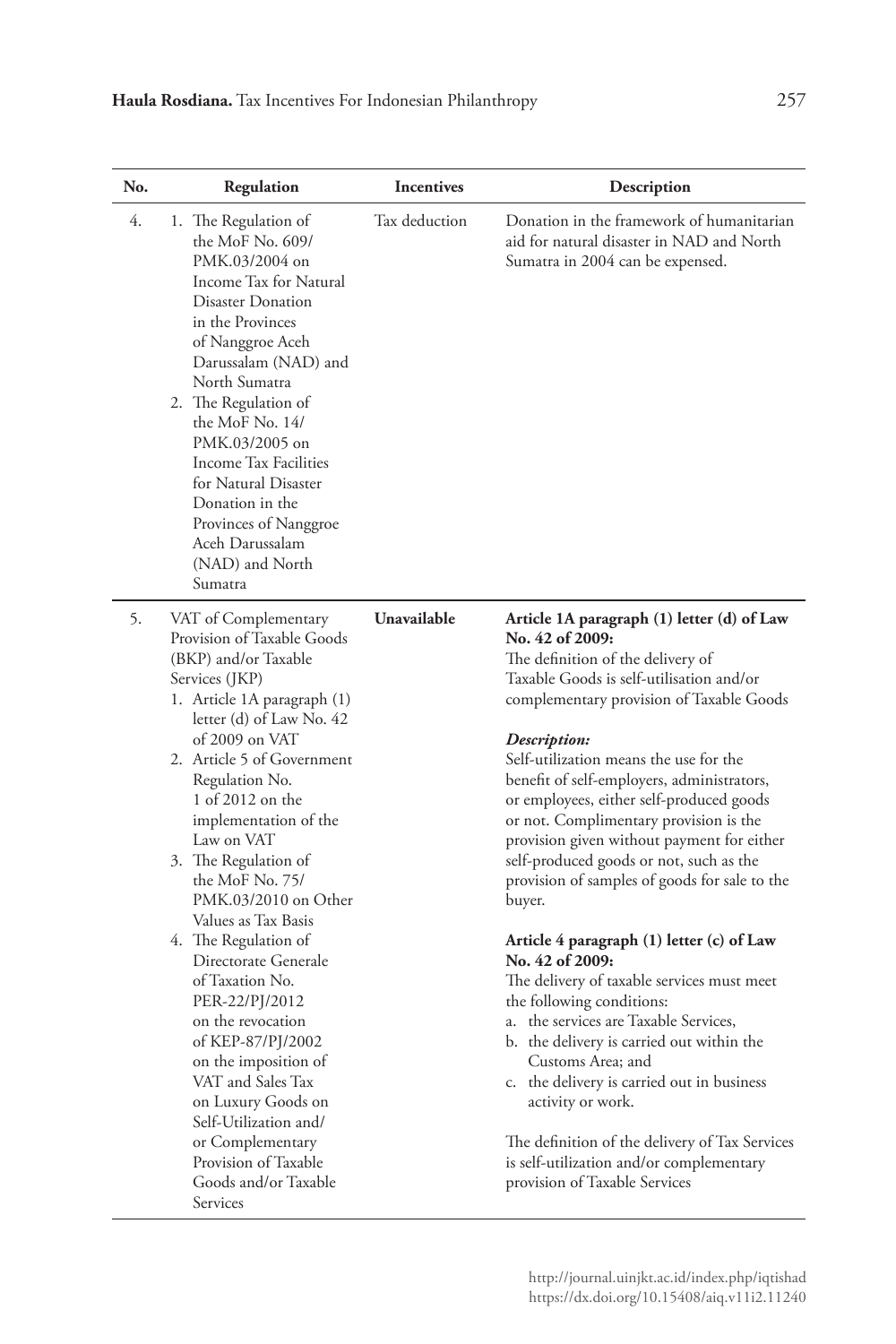| No. | Regulation | Incentives | Description |
|---|---|---|---|
| 4. | 1. The Regulation of the MoF No. 609/ PMK.03/2004 on Income Tax for Natural Disaster Donation in the Provinces of Nanggroe Aceh Darussalam (NAD) and North Sumatra<br>2. The Regulation of the MoF No. 14/ PMK.03/2005 on Income Tax Facilities for Natural Disaster Donation in the Provinces of Nanggroe Aceh Darussalam (NAD) and North Sumatra | Tax deduction | Donation in the framework of humanitarian aid for natural disaster in NAD and North Sumatra in 2004 can be expensed. |
| 5. | VAT of Complementary Provision of Taxable Goods (BKP) and/or Taxable Services (JKP)<br>1. Article 1A paragraph (1) letter (d) of Law No. 42 of 2009 on VAT<br>2. Article 5 of Government Regulation No. 1 of 2012 on the implementation of the Law on VAT<br>3. The Regulation of the MoF No. 75/ PMK.03/2010 on Other Values as Tax Basis<br>4. The Regulation of Directorate Generale of Taxation No. PER-22/PJ/2012 on the revocation of KEP-87/PJ/2002 on the imposition of VAT and Sales Tax on Luxury Goods on Self-Utilization and/ or Complementary Provision of Taxable Goods and/or Taxable Services | **Unavailable** | **Article 1A paragraph (1) letter (d) of Law No. 42 of 2009:**<br>The definition of the delivery of Taxable Goods is self-utilisation and/or complementary provision of Taxable Goods<br><br>***Description:***<br>Self-utilization means the use for the benefit of self-employers, administrators, or employees, either self-produced goods or not. Complimentary provision is the provision given without payment for either self-produced goods or not, such as the provision of samples of goods for sale to the buyer.<br><br>**Article 4 paragraph (1) letter (c) of Law No. 42 of 2009:**<br>The delivery of taxable services must meet the following conditions:<br>a. the services are Taxable Services,<br>b. the delivery is carried out within the Customs Area; and<br>c. the delivery is carried out in business activity or work.<br><br>The definition of the delivery of Tax Services is self-utilization and/or complementary provision of Taxable Services |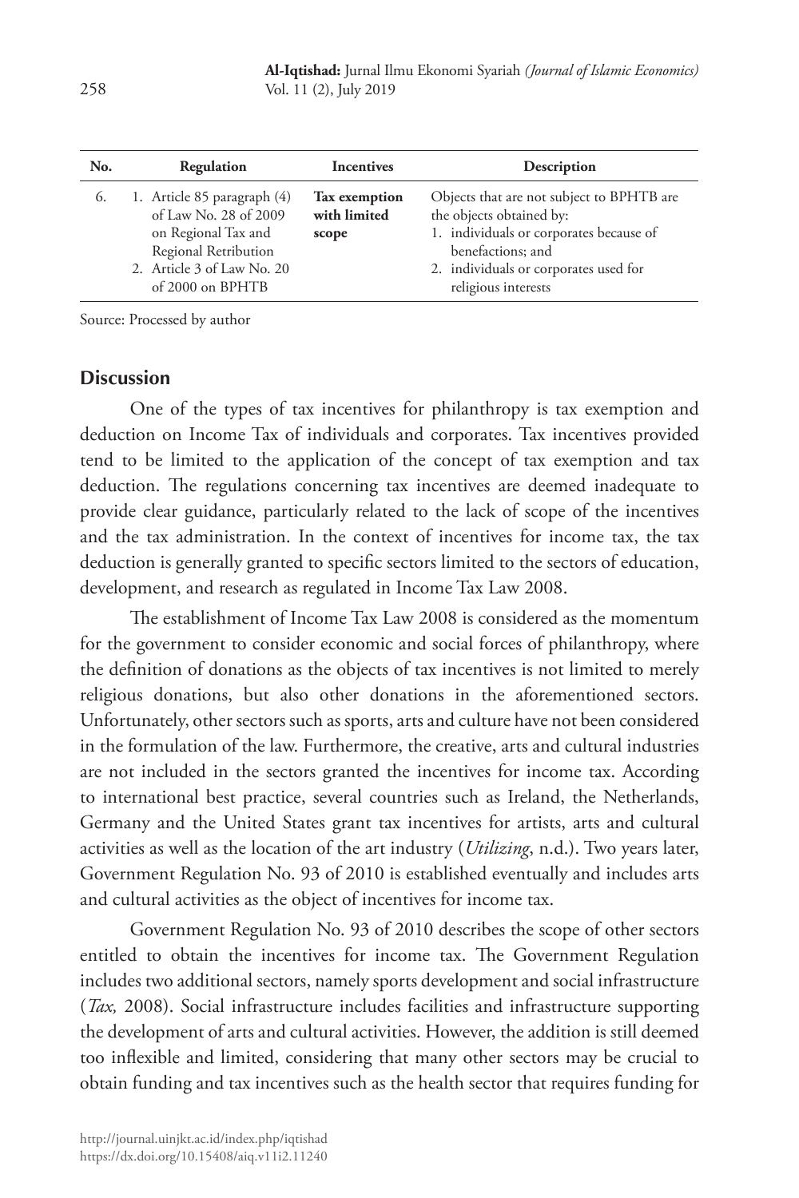| No. | Regulation | Incentives | Description |
|---|---|---|---|
| 6. | 1. Article 85 paragraph (4) of Law No. 28 of 2009 on Regional Tax and Regional Retribution<br>2. Article 3 of Law No. 20 of 2000 on BPHTB | **Tax exemption with limited scope** | Objects that are not subject to BPHTB are the objects obtained by:<br>1. individuals or corporates because of benefactions; and<br>2. individuals or corporates used for religious interests |

Source: Processed by author

## Discussion

One of the types of tax incentives for philanthropy is tax exemption and deduction on Income Tax of individuals and corporates. Tax incentives provided tend to be limited to the application of the concept of tax exemption and tax deduction. The regulations concerning tax incentives are deemed inadequate to provide clear guidance, particularly related to the lack of scope of the incentives and the tax administration. In the context of incentives for income tax, the tax deduction is generally granted to specific sectors limited to the sectors of education, development, and research as regulated in Income Tax Law 2008.

The establishment of Income Tax Law 2008 is considered as the momentum for the government to consider economic and social forces of philanthropy, where the definition of donations as the objects of tax incentives is not limited to merely religious donations, but also other donations in the aforementioned sectors. Unfortunately, other sectors such as sports, arts and culture have not been considered in the formulation of the law. Furthermore, the creative, arts and cultural industries are not included in the sectors granted the incentives for income tax. According to international best practice, several countries such as Ireland, the Netherlands, Germany and the United States grant tax incentives for artists, arts and cultural activities as well as the location of the art industry (*Utilizing*, n.d.). Two years later, Government Regulation No. 93 of 2010 is established eventually and includes arts and cultural activities as the object of incentives for income tax.

Government Regulation No. 93 of 2010 describes the scope of other sectors entitled to obtain the incentives for income tax. The Government Regulation includes two additional sectors, namely sports development and social infrastructure (*Tax,* 2008). Social infrastructure includes facilities and infrastructure supporting the development of arts and cultural activities. However, the addition is still deemed too inflexible and limited, considering that many other sectors may be crucial to obtain funding and tax incentives such as the health sector that requires funding for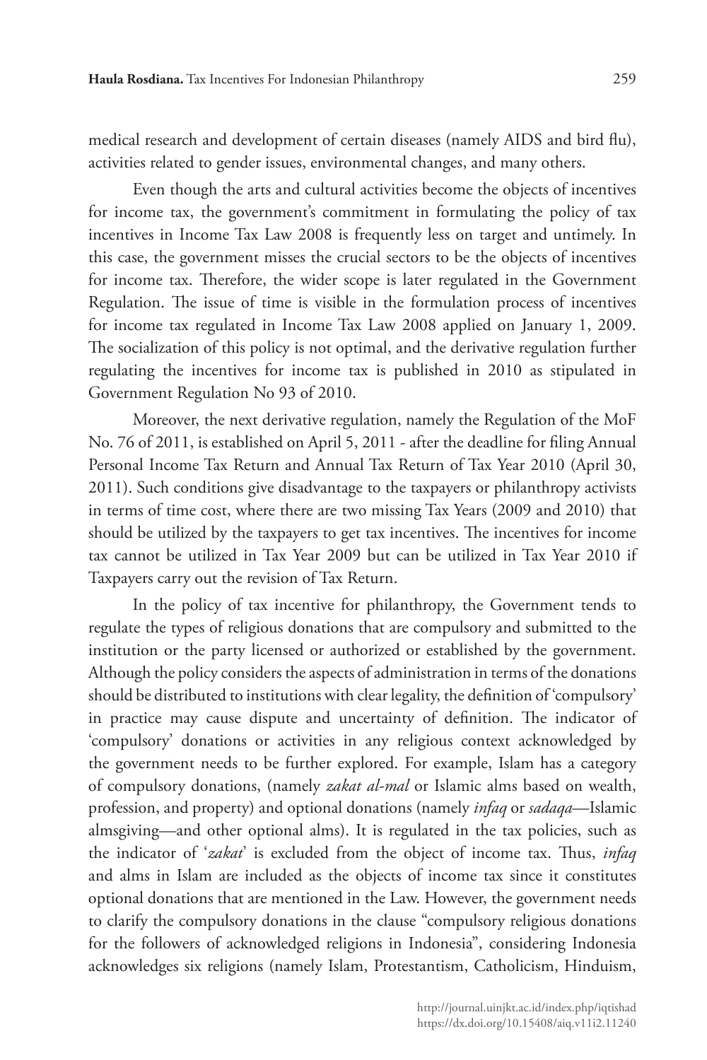medical research and development of certain diseases (namely AIDS and bird flu), activities related to gender issues, environmental changes, and many others.

Even though the arts and cultural activities become the objects of incentives for income tax, the government's commitment in formulating the policy of tax incentives in Income Tax Law 2008 is frequently less on target and untimely. In this case, the government misses the crucial sectors to be the objects of incentives for income tax. Therefore, the wider scope is later regulated in the Government Regulation. The issue of time is visible in the formulation process of incentives for income tax regulated in Income Tax Law 2008 applied on January 1, 2009. The socialization of this policy is not optimal, and the derivative regulation further regulating the incentives for income tax is published in 2010 as stipulated in Government Regulation No 93 of 2010.

Moreover, the next derivative regulation, namely the Regulation of the MoF No. 76 of 2011, is established on April 5, 2011 - after the deadline for filing Annual Personal Income Tax Return and Annual Tax Return of Tax Year 2010 (April 30, 2011). Such conditions give disadvantage to the taxpayers or philanthropy activists in terms of time cost, where there are two missing Tax Years (2009 and 2010) that should be utilized by the taxpayers to get tax incentives. The incentives for income tax cannot be utilized in Tax Year 2009 but can be utilized in Tax Year 2010 if Taxpayers carry out the revision of Tax Return.

In the policy of tax incentive for philanthropy, the Government tends to regulate the types of religious donations that are compulsory and submitted to the institution or the party licensed or authorized or established by the government. Although the policy considers the aspects of administration in terms of the donations should be distributed to institutions with clear legality, the definition of 'compulsory' in practice may cause dispute and uncertainty of definition. The indicator of 'compulsory' donations or activities in any religious context acknowledged by the government needs to be further explored. For example, Islam has a category of compulsory donations, (namely *zakat al-mal* or Islamic alms based on wealth, profession, and property) and optional donations (namely *infaq* or *sadaqa*—Islamic almsgiving—and other optional alms). It is regulated in the tax policies, such as the indicator of '*zakat*' is excluded from the object of income tax. Thus, *infaq* and alms in Islam are included as the objects of income tax since it constitutes optional donations that are mentioned in the Law. However, the government needs to clarify the compulsory donations in the clause "compulsory religious donations for the followers of acknowledged religions in Indonesia", considering Indonesia acknowledges six religions (namely Islam, Protestantism, Catholicism, Hinduism,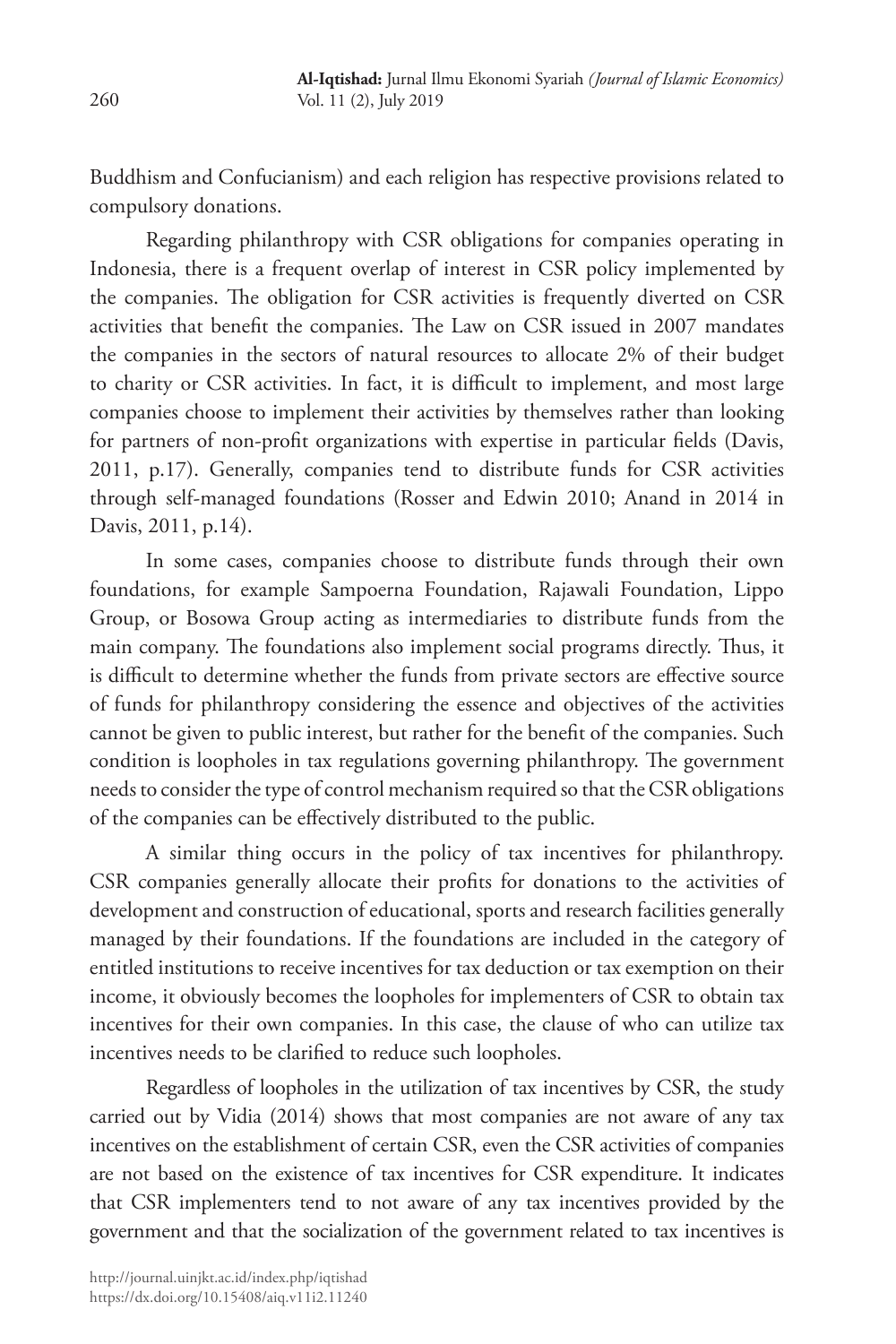Buddhism and Confucianism) and each religion has respective provisions related to compulsory donations.

Regarding philanthropy with CSR obligations for companies operating in Indonesia, there is a frequent overlap of interest in CSR policy implemented by the companies. The obligation for CSR activities is frequently diverted on CSR activities that benefit the companies. The Law on CSR issued in 2007 mandates the companies in the sectors of natural resources to allocate 2% of their budget to charity or CSR activities. In fact, it is difficult to implement, and most large companies choose to implement their activities by themselves rather than looking for partners of non-profit organizations with expertise in particular fields (Davis, 2011, p.17). Generally, companies tend to distribute funds for CSR activities through self-managed foundations (Rosser and Edwin 2010; Anand in 2014 in Davis, 2011, p.14).

In some cases, companies choose to distribute funds through their own foundations, for example Sampoerna Foundation, Rajawali Foundation, Lippo Group, or Bosowa Group acting as intermediaries to distribute funds from the main company. The foundations also implement social programs directly. Thus, it is difficult to determine whether the funds from private sectors are effective source of funds for philanthropy considering the essence and objectives of the activities cannot be given to public interest, but rather for the benefit of the companies. Such condition is loopholes in tax regulations governing philanthropy. The government needs to consider the type of control mechanism required so that the CSR obligations of the companies can be effectively distributed to the public.

A similar thing occurs in the policy of tax incentives for philanthropy. CSR companies generally allocate their profits for donations to the activities of development and construction of educational, sports and research facilities generally managed by their foundations. If the foundations are included in the category of entitled institutions to receive incentives for tax deduction or tax exemption on their income, it obviously becomes the loopholes for implementers of CSR to obtain tax incentives for their own companies. In this case, the clause of who can utilize tax incentives needs to be clarified to reduce such loopholes.

Regardless of loopholes in the utilization of tax incentives by CSR, the study carried out by Vidia (2014) shows that most companies are not aware of any tax incentives on the establishment of certain CSR, even the CSR activities of companies are not based on the existence of tax incentives for CSR expenditure. It indicates that CSR implementers tend to not aware of any tax incentives provided by the government and that the socialization of the government related to tax incentives is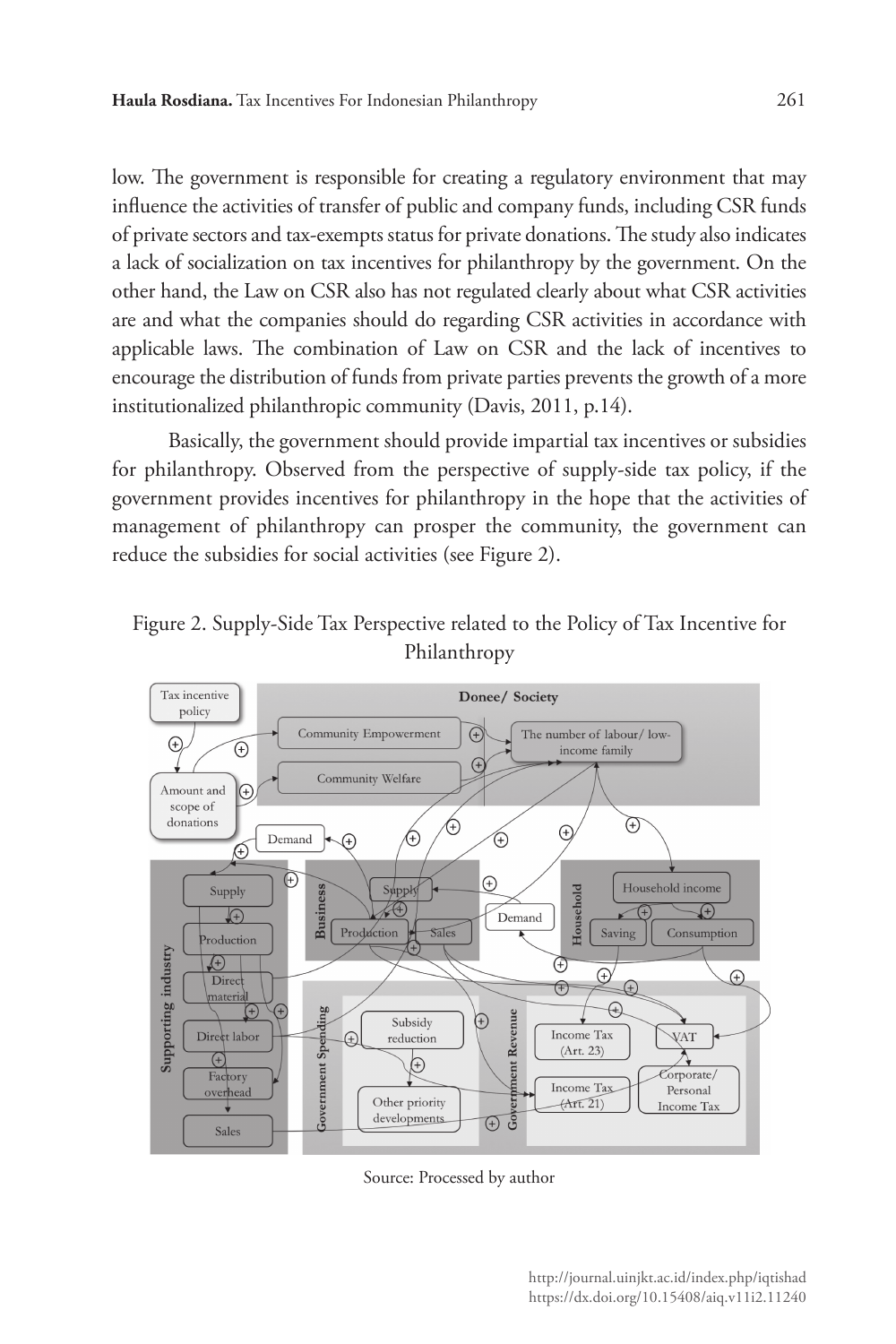low. The government is responsible for creating a regulatory environment that may influence the activities of transfer of public and company funds, including CSR funds of private sectors and tax-exempts status for private donations. The study also indicates a lack of socialization on tax incentives for philanthropy by the government. On the other hand, the Law on CSR also has not regulated clearly about what CSR activities are and what the companies should do regarding CSR activities in accordance with applicable laws. The combination of Law on CSR and the lack of incentives to encourage the distribution of funds from private parties prevents the growth of a more institutionalized philanthropic community (Davis, 2011, p.14).

Basically, the government should provide impartial tax incentives or subsidies for philanthropy. Observed from the perspective of supply-side tax policy, if the government provides incentives for philanthropy in the hope that the activities of management of philanthropy can prosper the community, the government can reduce the subsidies for social activities (see Figure 2).

Figure 2. Supply-Side Tax Perspective related to the Policy of Tax Incentive for Philanthropy

Source: Processed by author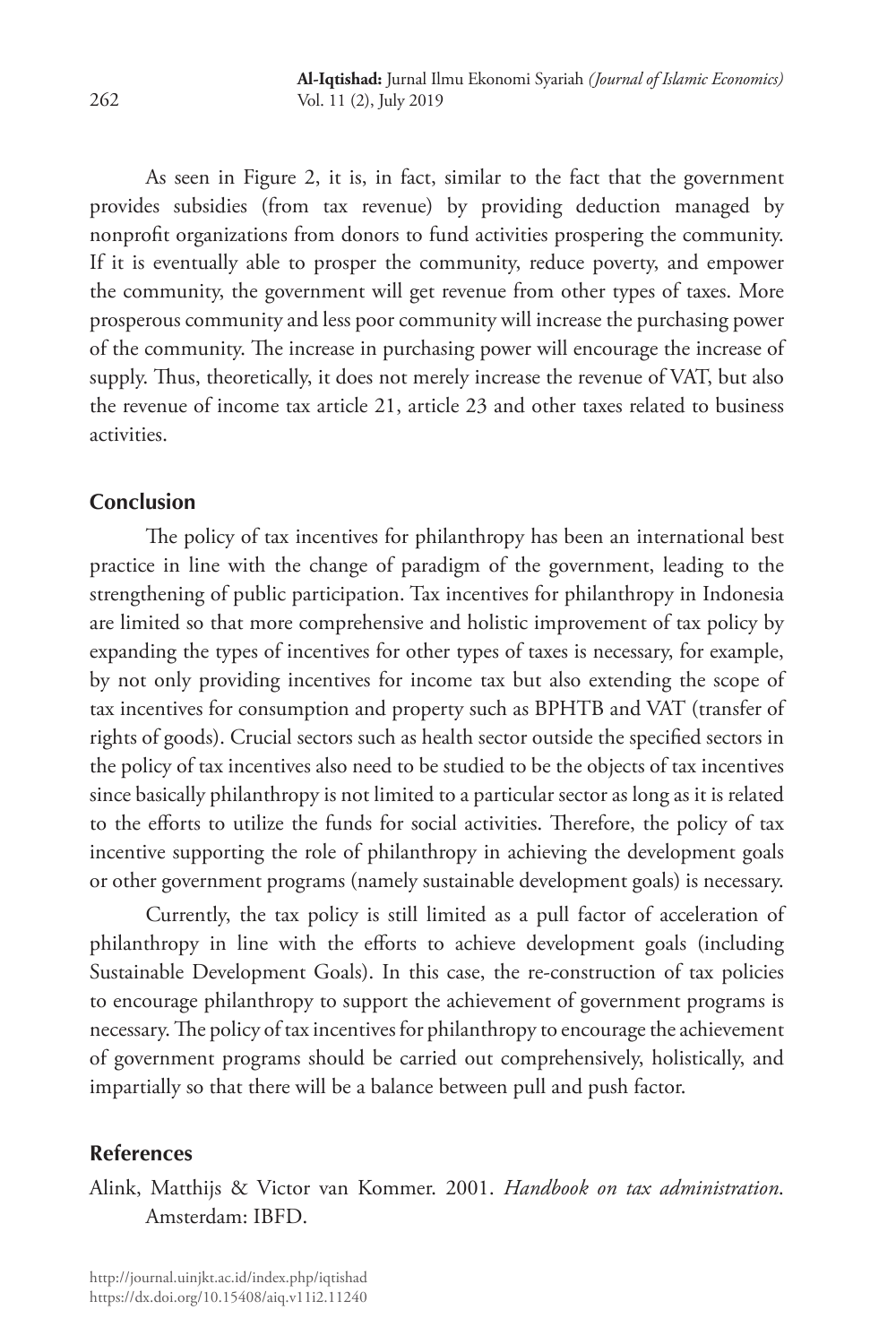As seen in Figure 2, it is, in fact, similar to the fact that the government provides subsidies (from tax revenue) by providing deduction managed by nonprofit organizations from donors to fund activities prospering the community. If it is eventually able to prosper the community, reduce poverty, and empower the community, the government will get revenue from other types of taxes. More prosperous community and less poor community will increase the purchasing power of the community. The increase in purchasing power will encourage the increase of supply. Thus, theoretically, it does not merely increase the revenue of VAT, but also the revenue of income tax article 21, article 23 and other taxes related to business activities.

## Conclusion

The policy of tax incentives for philanthropy has been an international best practice in line with the change of paradigm of the government, leading to the strengthening of public participation. Tax incentives for philanthropy in Indonesia are limited so that more comprehensive and holistic improvement of tax policy by expanding the types of incentives for other types of taxes is necessary, for example, by not only providing incentives for income tax but also extending the scope of tax incentives for consumption and property such as BPHTB and VAT (transfer of rights of goods). Crucial sectors such as health sector outside the specified sectors in the policy of tax incentives also need to be studied to be the objects of tax incentives since basically philanthropy is not limited to a particular sector as long as it is related to the efforts to utilize the funds for social activities. Therefore, the policy of tax incentive supporting the role of philanthropy in achieving the development goals or other government programs (namely sustainable development goals) is necessary.

Currently, the tax policy is still limited as a pull factor of acceleration of philanthropy in line with the efforts to achieve development goals (including Sustainable Development Goals). In this case, the re-construction of tax policies to encourage philanthropy to support the achievement of government programs is necessary. The policy of tax incentives for philanthropy to encourage the achievement of government programs should be carried out comprehensively, holistically, and impartially so that there will be a balance between pull and push factor.

## References

Alink, Matthijs & Victor van Kommer. 2001. *Handbook on tax administration*. Amsterdam: IBFD.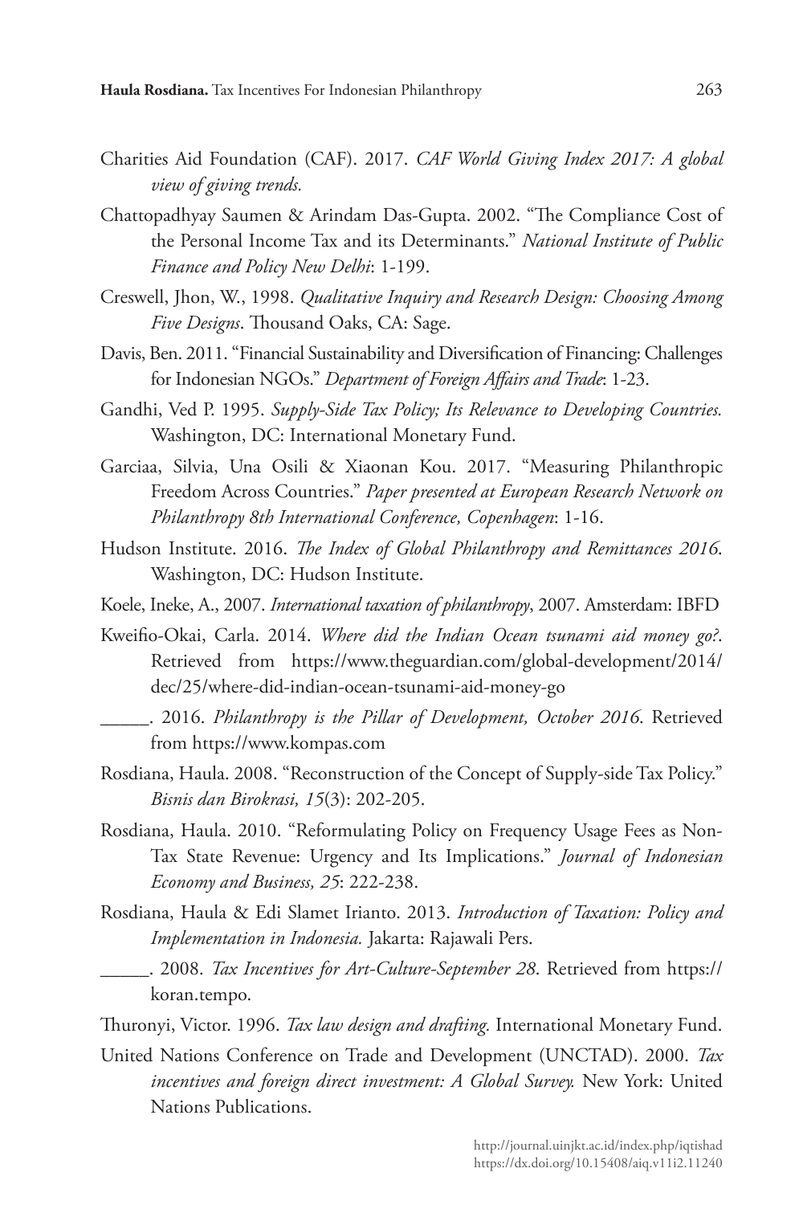Charities Aid Foundation (CAF). 2017. *CAF World Giving Index 2017: A global view of giving trends.*

Chattopadhyay Saumen & Arindam Das-Gupta. 2002. "The Compliance Cost of the Personal Income Tax and its Determinants." *National Institute of Public Finance and Policy New Delhi*: 1-199.

Creswell, Jhon, W., 1998. *Qualitative Inquiry and Research Design: Choosing Among Five Designs*. Thousand Oaks, CA: Sage.

Davis, Ben. 2011. "Financial Sustainability and Diversification of Financing: Challenges for Indonesian NGOs." *Department of Foreign Affairs and Trade*: 1-23.

Gandhi, Ved P. 1995. *Supply-Side Tax Policy; Its Relevance to Developing Countries.* Washington, DC: International Monetary Fund.

Garciaa, Silvia, Una Osili & Xiaonan Kou. 2017. "Measuring Philanthropic Freedom Across Countries." *Paper presented at European Research Network on Philanthropy 8th International Conference, Copenhagen*: 1-16.

Hudson Institute. 2016. *The Index of Global Philanthropy and Remittances 2016*. Washington, DC: Hudson Institute.

Koele, Ineke, A., 2007. *International taxation of philanthropy*, 2007. Amsterdam: IBFD

Kweifio-Okai, Carla. 2014. *Where did the Indian Ocean tsunami aid money go?*. Retrieved from https://www.theguardian.com/global-development/2014/dec/25/where-did-indian-ocean-tsunami-aid-money-go

_____. 2016. *Philanthropy is the Pillar of Development, October 2016*. Retrieved from https://www.kompas.com

Rosdiana, Haula. 2008. "Reconstruction of the Concept of Supply-side Tax Policy." *Bisnis dan Birokrasi, 15*(3): 202-205.

Rosdiana, Haula. 2010. "Reformulating Policy on Frequency Usage Fees as Non-Tax State Revenue: Urgency and Its Implications." *Journal of Indonesian Economy and Business, 25*: 222-238.

Rosdiana, Haula & Edi Slamet Irianto. 2013. *Introduction of Taxation: Policy and Implementation in Indonesia.* Jakarta: Rajawali Pers.

_____. 2008. *Tax Incentives for Art-Culture-September 28.* Retrieved from https://koran.tempo.

Thuronyi, Victor. 1996. *Tax law design and drafting.* International Monetary Fund.

United Nations Conference on Trade and Development (UNCTAD). 2000. *Tax incentives and foreign direct investment: A Global Survey.* New York: United Nations Publications.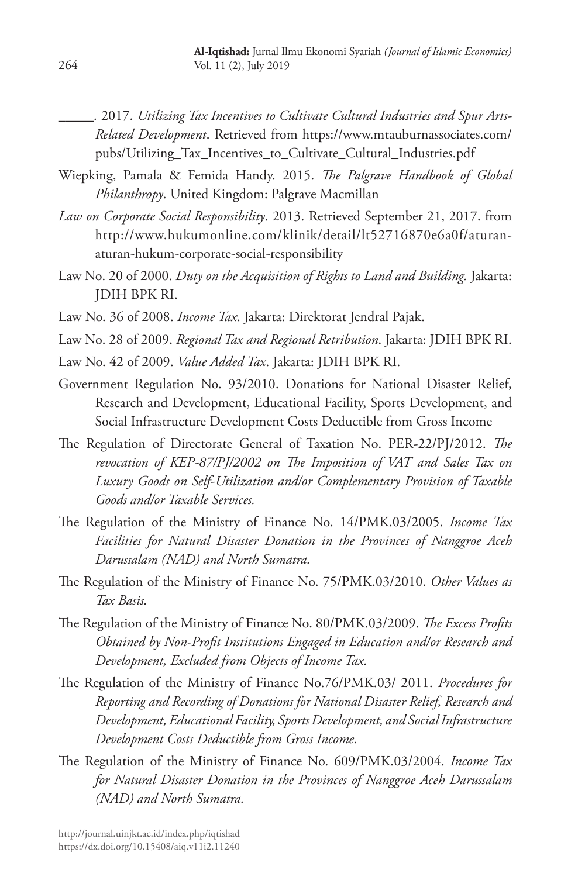\_\_\_\_\_. 2017. *Utilizing Tax Incentives to Cultivate Cultural Industries and Spur Arts-Related Development*. Retrieved from https://www.mtauburnassociates.com/pubs/Utilizing_Tax_Incentives_to_Cultivate_Cultural_Industries.pdf

Wiepking, Pamala & Femida Handy. 2015. *The Palgrave Handbook of Global Philanthropy*. United Kingdom: Palgrave Macmillan

*Law on Corporate Social Responsibility*. 2013. Retrieved September 21, 2017. from http://www.hukumonline.com/klinik/detail/lt52716870e6a0f/aturan-aturan-hukum-corporate-social-responsibility

Law No. 20 of 2000. *Duty on the Acquisition of Rights to Land and Building.* Jakarta: JDIH BPK RI.

Law No. 36 of 2008. *Income Tax*. Jakarta: Direktorat Jendral Pajak.

Law No. 28 of 2009. *Regional Tax and Regional Retribution*. Jakarta: JDIH BPK RI.

Law No. 42 of 2009. *Value Added Tax*. Jakarta: JDIH BPK RI.

Government Regulation No. 93/2010. Donations for National Disaster Relief, Research and Development, Educational Facility, Sports Development, and Social Infrastructure Development Costs Deductible from Gross Income

The Regulation of Directorate General of Taxation No. PER-22/PJ/2012. *The revocation of KEP-87/PJ/2002 on The Imposition of VAT and Sales Tax on Luxury Goods on Self-Utilization and/or Complementary Provision of Taxable Goods and/or Taxable Services.*

The Regulation of the Ministry of Finance No. 14/PMK.03/2005. *Income Tax Facilities for Natural Disaster Donation in the Provinces of Nanggroe Aceh Darussalam (NAD) and North Sumatra.*

The Regulation of the Ministry of Finance No. 75/PMK.03/2010. *Other Values as Tax Basis.*

The Regulation of the Ministry of Finance No. 80/PMK.03/2009. *The Excess Profits Obtained by Non-Profit Institutions Engaged in Education and/or Research and Development, Excluded from Objects of Income Tax.*

The Regulation of the Ministry of Finance No.76/PMK.03/ 2011. *Procedures for Reporting and Recording of Donations for National Disaster Relief, Research and Development, Educational Facility, Sports Development, and Social Infrastructure Development Costs Deductible from Gross Income.*

The Regulation of the Ministry of Finance No. 609/PMK.03/2004. *Income Tax for Natural Disaster Donation in the Provinces of Nanggroe Aceh Darussalam (NAD) and North Sumatra.*